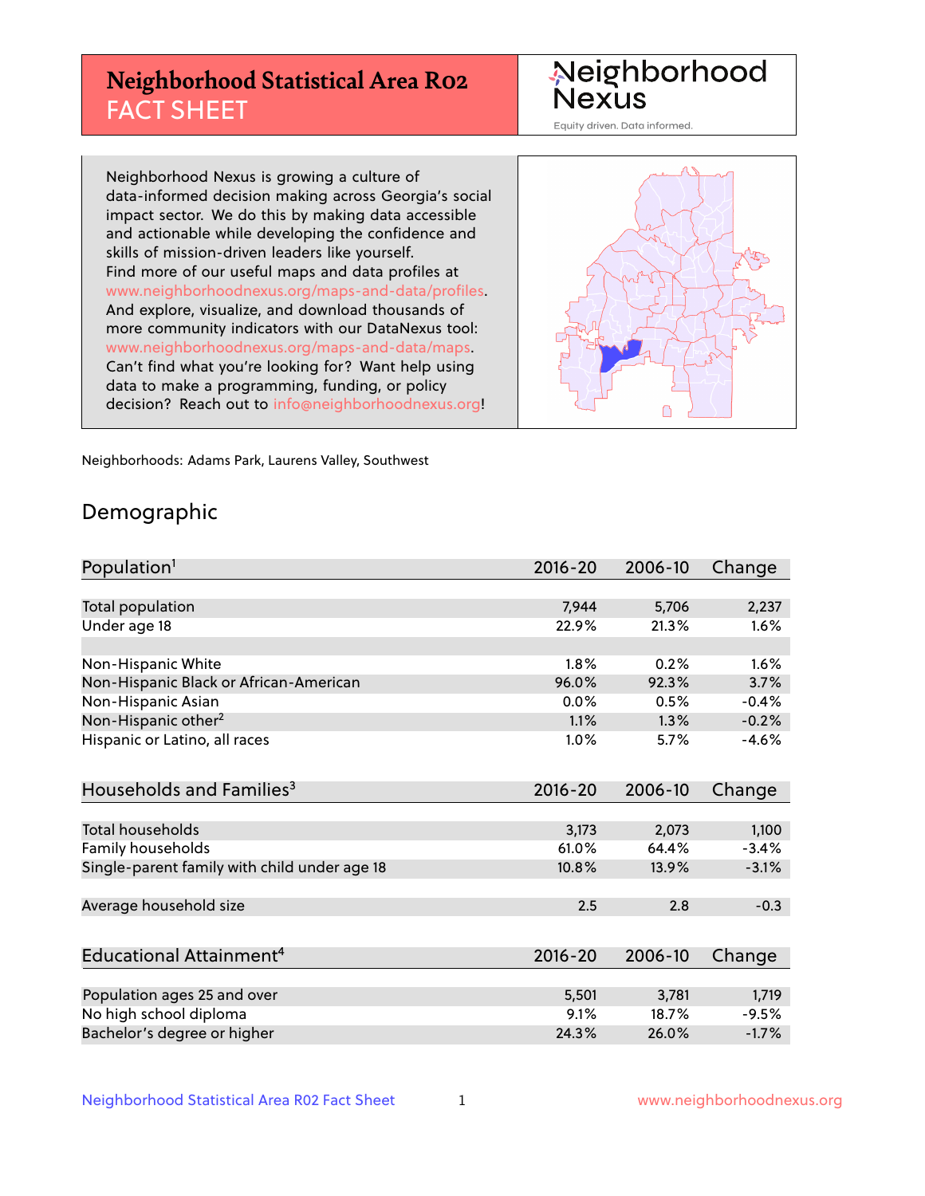# Neighborhood Statistical Area R02 FACT SHEET

Neighborhood Nexus

Equity driven. Data informed.

Neighborhood Nexus is growing a culture of data-informed decision making across Georgia's social impact sector. We do this by making data accessible and actionable while developing the confidence and skills of mission-driven leaders like yourself. Find more of our useful maps and data profiles at www.neighborhoodnexus.org/maps-and-data/profiles. And explore, visualize, and download thousands of more community indicators with our DataNexus tool: www.neighborhoodnexus.org/maps-and-data/maps. Can't find what you're looking for? Want help using data to make a programming, funding, or policy decision? Reach out to info@neighborhoodnexus.org!

Neighborhoods: Adams Park, Laurens Valley, Southwest

## Demographic

| Population[1] | 2016-20 | 2006-10 | Change |
|---|---|---|---|
| Total population | 7,944 | 5,706 | 2,237 |
| Under age 18 | 22.9% | 21.3% | 1.6% |
| | | | |
| Non-Hispanic White | 1.8% | 0.2% | 1.6% |
| Non-Hispanic Black or African-American | 96.0% | 92.3% | 3.7% |
| Non-Hispanic Asian | 0.0% | 0.5% | -0.4% |
| Non-Hispanic other[2] | 1.1% | 1.3% | -0.2% |
| Hispanic or Latino, all races | 1.0% | 5.7% | -4.6% |

| Households and Families[3] | 2016-20 | 2006-10 | Change |
|---|---|---|---|
| Total households | 3,173 | 2,073 | 1,100 |
| Family households | 61.0% | 64.4% | -3.4% |
| Single-parent family with child under age 18 | 10.8% | 13.9% | -3.1% |
| | | | |
| Average household size | 2.5 | 2.8 | -0.3 |

| Educational Attainment[4] | 2016-20 | 2006-10 | Change |
|---|---|---|---|
| Population ages 25 and over | 5,501 | 3,781 | 1,719 |
| No high school diploma | 9.1% | 18.7% | -9.5% |
| Bachelor's degree or higher | 24.3% | 26.0% | -1.7% |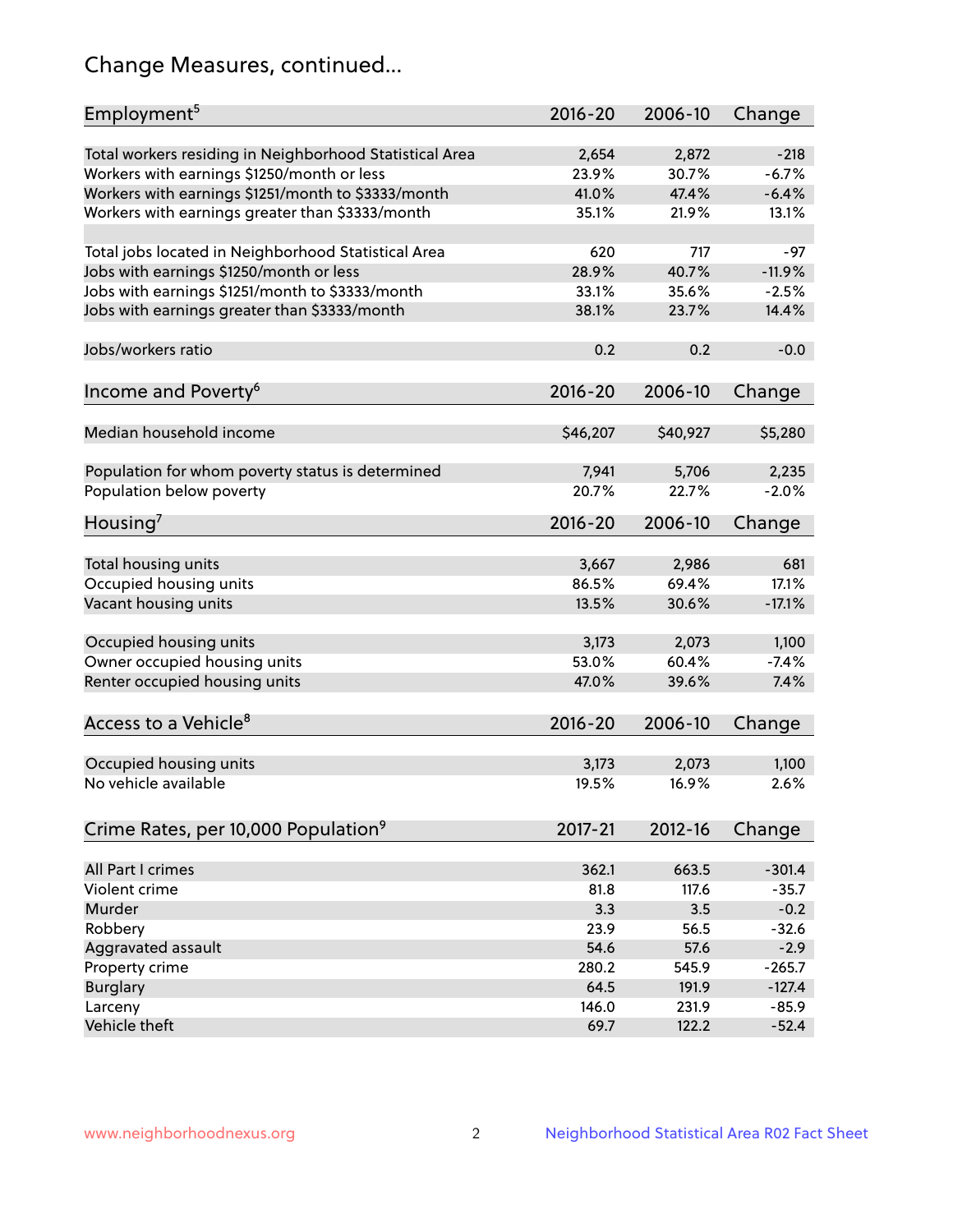# Change Measures, continued...

| Employment[5] | 2016-20 | 2006-10 | Change |
|---|---|---|---|
| Total workers residing in Neighborhood Statistical Area | 2,654 | 2,872 | -218 |
| Workers with earnings $1250/month or less | 23.9% | 30.7% | -6.7% |
| Workers with earnings $1251/month to $3333/month | 41.0% | 47.4% | -6.4% |
| Workers with earnings greater than $3333/month | 35.1% | 21.9% | 13.1% |
| | | | |
| Total jobs located in Neighborhood Statistical Area | 620 | 717 | -97 |
| Jobs with earnings $1250/month or less | 28.9% | 40.7% | -11.9% |
| Jobs with earnings $1251/month to $3333/month | 33.1% | 35.6% | -2.5% |
| Jobs with earnings greater than $3333/month | 38.1% | 23.7% | 14.4% |
| | | | |
| Jobs/workers ratio | 0.2 | 0.2 | -0.0 |

| Income and Poverty[6] | 2016-20 | 2006-10 | Change |
|---|---|---|---|
| Median household income | $46,207 | $40,927 | $5,280 |
| | | | |
| Population for whom poverty status is determined | 7,941 | 5,706 | 2,235 |
| Population below poverty | 20.7% | 22.7% | -2.0% |

| Housing[7] | 2016-20 | 2006-10 | Change |
|---|---|---|---|
| Total housing units | 3,667 | 2,986 | 681 |
| Occupied housing units | 86.5% | 69.4% | 17.1% |
| Vacant housing units | 13.5% | 30.6% | -17.1% |
| | | | |
| Occupied housing units | 3,173 | 2,073 | 1,100 |
| Owner occupied housing units | 53.0% | 60.4% | -7.4% |
| Renter occupied housing units | 47.0% | 39.6% | 7.4% |

| Access to a Vehicle[8] | 2016-20 | 2006-10 | Change |
|---|---|---|---|
| Occupied housing units | 3,173 | 2,073 | 1,100 |
| No vehicle available | 19.5% | 16.9% | 2.6% |

| Crime Rates, per 10,000 Population[9] | 2017-21 | 2012-16 | Change |
|---|---|---|---|
| All Part I crimes | 362.1 | 663.5 | -301.4 |
| Violent crime | 81.8 | 117.6 | -35.7 |
| Murder | 3.3 | 3.5 | -0.2 |
| Robbery | 23.9 | 56.5 | -32.6 |
| Aggravated assault | 54.6 | 57.6 | -2.9 |
| Property crime | 280.2 | 545.9 | -265.7 |
| Burglary | 64.5 | 191.9 | -127.4 |
| Larceny | 146.0 | 231.9 | -85.9 |
| Vehicle theft | 69.7 | 122.2 | -52.4 |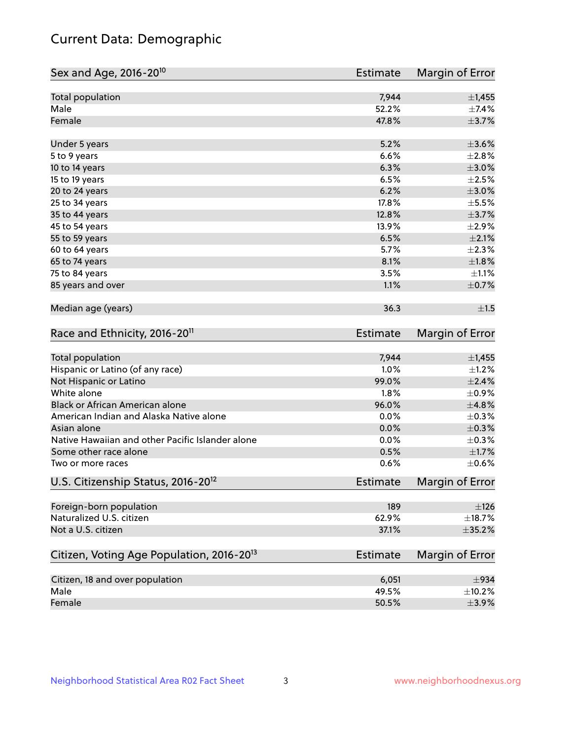# Current Data: Demographic

| Sex and Age, 2016-20[10] | Estimate | Margin of Error |
|---|---|---|
| Total population | 7,944 | ±1,455 |
| Male | 52.2% | ±7.4% |
| Female | 47.8% | ±3.7% |
| Under 5 years | 5.2% | ±3.6% |
| 5 to 9 years | 6.6% | ±2.8% |
| 10 to 14 years | 6.3% | ±3.0% |
| 15 to 19 years | 6.5% | ±2.5% |
| 20 to 24 years | 6.2% | ±3.0% |
| 25 to 34 years | 17.8% | ±5.5% |
| 35 to 44 years | 12.8% | ±3.7% |
| 45 to 54 years | 13.9% | ±2.9% |
| 55 to 59 years | 6.5% | ±2.1% |
| 60 to 64 years | 5.7% | ±2.3% |
| 65 to 74 years | 8.1% | ±1.8% |
| 75 to 84 years | 3.5% | ±1.1% |
| 85 years and over | 1.1% | ±0.7% |
| Median age (years) | 36.3 | ±1.5 |

| Race and Ethnicity, 2016-20[11] | Estimate | Margin of Error |
|---|---|---|
| Total population | 7,944 | ±1,455 |
| Hispanic or Latino (of any race) | 1.0% | ±1.2% |
| Not Hispanic or Latino | 99.0% | ±2.4% |
| White alone | 1.8% | ±0.9% |
| Black or African American alone | 96.0% | ±4.8% |
| American Indian and Alaska Native alone | 0.0% | ±0.3% |
| Asian alone | 0.0% | ±0.3% |
| Native Hawaiian and other Pacific Islander alone | 0.0% | ±0.3% |
| Some other race alone | 0.5% | ±1.7% |
| Two or more races | 0.6% | ±0.6% |

| U.S. Citizenship Status, 2016-20[12] | Estimate | Margin of Error |
|---|---|---|
| Foreign-born population | 189 | ±126 |
| Naturalized U.S. citizen | 62.9% | ±18.7% |
| Not a U.S. citizen | 37.1% | ±35.2% |

| Citizen, Voting Age Population, 2016-20[13] | Estimate | Margin of Error |
|---|---|---|
| Citizen, 18 and over population | 6,051 | ±934 |
| Male | 49.5% | ±10.2% |
| Female | 50.5% | ±3.9% |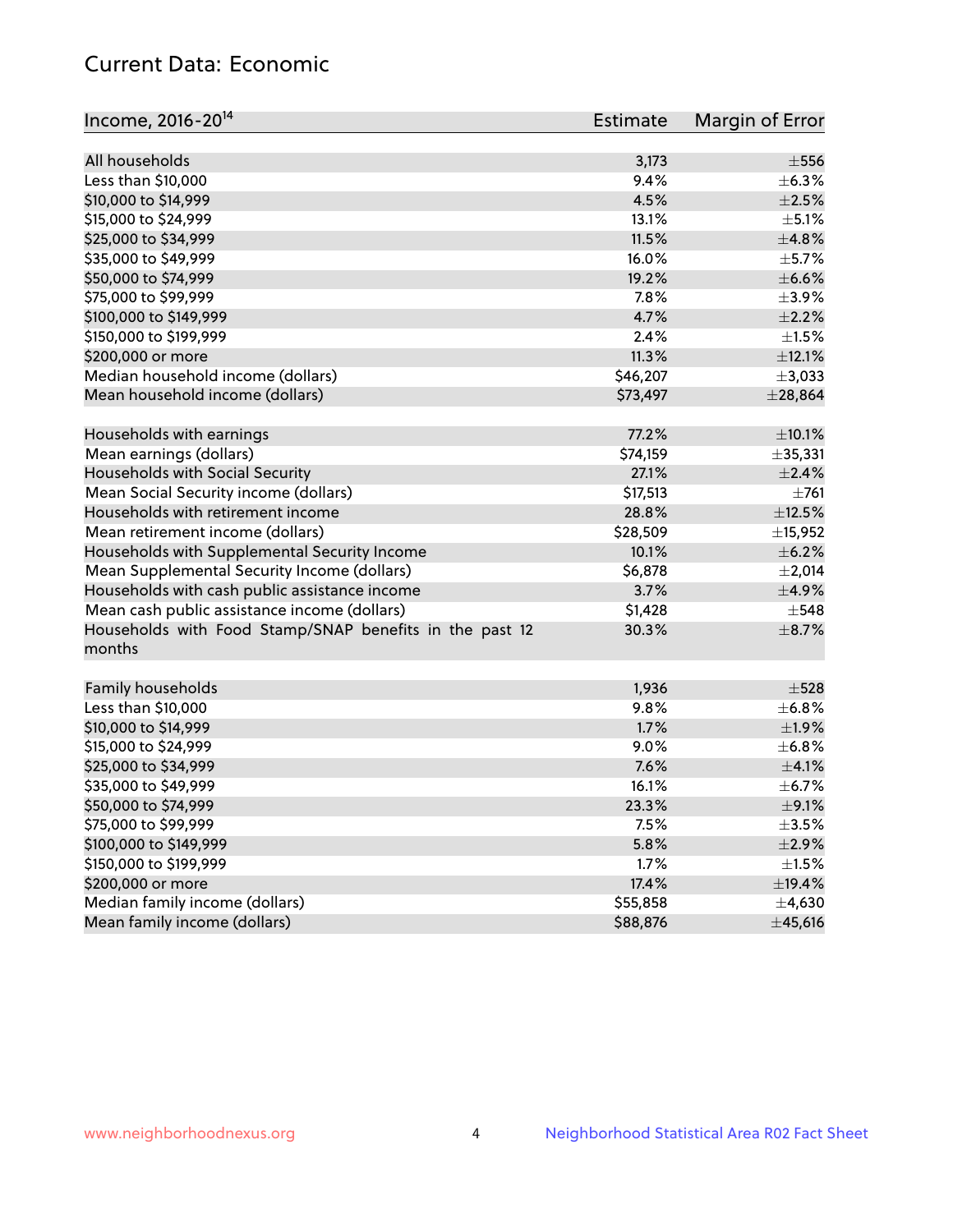# Current Data: Economic

| Income, 2016-20[14] | Estimate | Margin of Error |
|---|---|---|
| All households | 3,173 | ±556 |
| Less than $10,000 | 9.4% | ±6.3% |
| $10,000 to $14,999 | 4.5% | ±2.5% |
| $15,000 to $24,999 | 13.1% | ±5.1% |
| $25,000 to $34,999 | 11.5% | ±4.8% |
| $35,000 to $49,999 | 16.0% | ±5.7% |
| $50,000 to $74,999 | 19.2% | ±6.6% |
| $75,000 to $99,999 | 7.8% | ±3.9% |
| $100,000 to $149,999 | 4.7% | ±2.2% |
| $150,000 to $199,999 | 2.4% | ±1.5% |
| $200,000 or more | 11.3% | ±12.1% |
| Median household income (dollars) | $46,207 | ±3,033 |
| Mean household income (dollars) | $73,497 | ±28,864 |
| | | |
| Households with earnings | 77.2% | ±10.1% |
| Mean earnings (dollars) | $74,159 | ±35,331 |
| Households with Social Security | 27.1% | ±2.4% |
| Mean Social Security income (dollars) | $17,513 | ±761 |
| Households with retirement income | 28.8% | ±12.5% |
| Mean retirement income (dollars) | $28,509 | ±15,952 |
| Households with Supplemental Security Income | 10.1% | ±6.2% |
| Mean Supplemental Security Income (dollars) | $6,878 | ±2,014 |
| Households with cash public assistance income | 3.7% | ±4.9% |
| Mean cash public assistance income (dollars) | $1,428 | ±548 |
| Households with Food Stamp/SNAP benefits in the past 12 months | 30.3% | ±8.7% |
| | | |
| Family households | 1,936 | ±528 |
| Less than $10,000 | 9.8% | ±6.8% |
| $10,000 to $14,999 | 1.7% | ±1.9% |
| $15,000 to $24,999 | 9.0% | ±6.8% |
| $25,000 to $34,999 | 7.6% | ±4.1% |
| $35,000 to $49,999 | 16.1% | ±6.7% |
| $50,000 to $74,999 | 23.3% | ±9.1% |
| $75,000 to $99,999 | 7.5% | ±3.5% |
| $100,000 to $149,999 | 5.8% | ±2.9% |
| $150,000 to $199,999 | 1.7% | ±1.5% |
| $200,000 or more | 17.4% | ±19.4% |
| Median family income (dollars) | $55,858 | ±4,630 |
| Mean family income (dollars) | $88,876 | ±45,616 |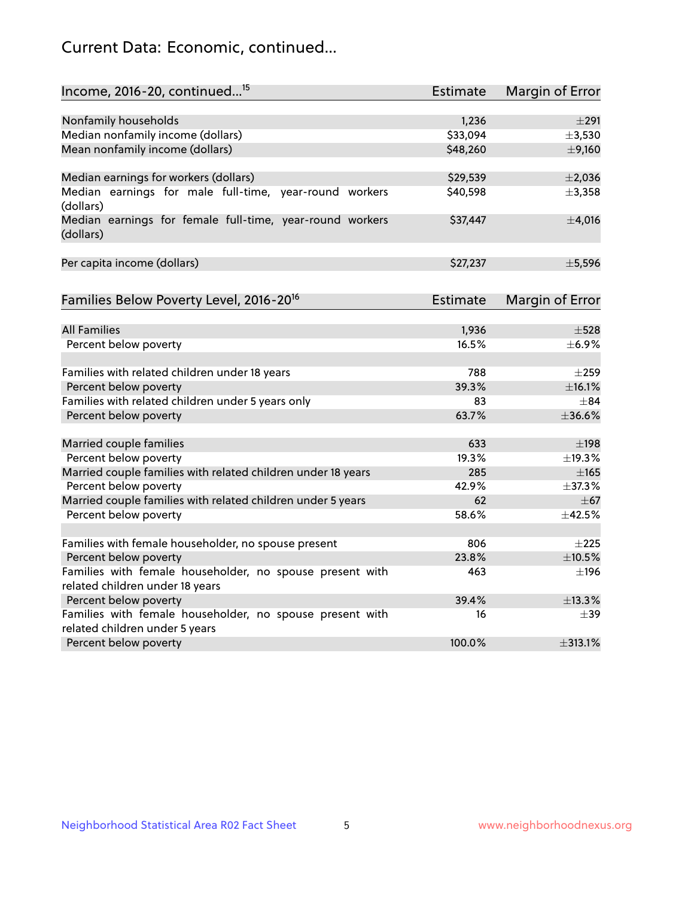## Current Data: Economic, continued...

| Income, 2016-20, continued...[15] | Estimate | Margin of Error |
|---|---|---|
| Nonfamily households | 1,236 | ±291 |
| Median nonfamily income (dollars) | $33,094 | ±3,530 |
| Mean nonfamily income (dollars) | $48,260 | ±9,160 |
| | | |
| Median earnings for workers (dollars) | $29,539 | ±2,036 |
| Median earnings for male full-time, year-round workers (dollars) | $40,598 | ±3,358 |
| Median earnings for female full-time, year-round workers (dollars) | $37,447 | ±4,016 |
| | | |
| Per capita income (dollars) | $27,237 | ±5,596 |

| Families Below Poverty Level, 2016-20[16] | Estimate | Margin of Error |
|---|---|---|
| All Families | 1,936 | ±528 |
| Percent below poverty | 16.5% | ±6.9% |
| | | |
| Families with related children under 18 years | 788 | ±259 |
| Percent below poverty | 39.3% | ±16.1% |
| Families with related children under 5 years only | 83 | ±84 |
| Percent below poverty | 63.7% | ±36.6% |
| | | |
| Married couple families | 633 | ±198 |
| Percent below poverty | 19.3% | ±19.3% |
| Married couple families with related children under 18 years | 285 | ±165 |
| Percent below poverty | 42.9% | ±37.3% |
| Married couple families with related children under 5 years | 62 | ±67 |
| Percent below poverty | 58.6% | ±42.5% |
| | | |
| Families with female householder, no spouse present | 806 | ±225 |
| Percent below poverty | 23.8% | ±10.5% |
| Families with female householder, no spouse present with related children under 18 years | 463 | ±196 |
| Percent below poverty | 39.4% | ±13.3% |
| Families with female householder, no spouse present with related children under 5 years | 16 | ±39 |
| Percent below poverty | 100.0% | ±313.1% |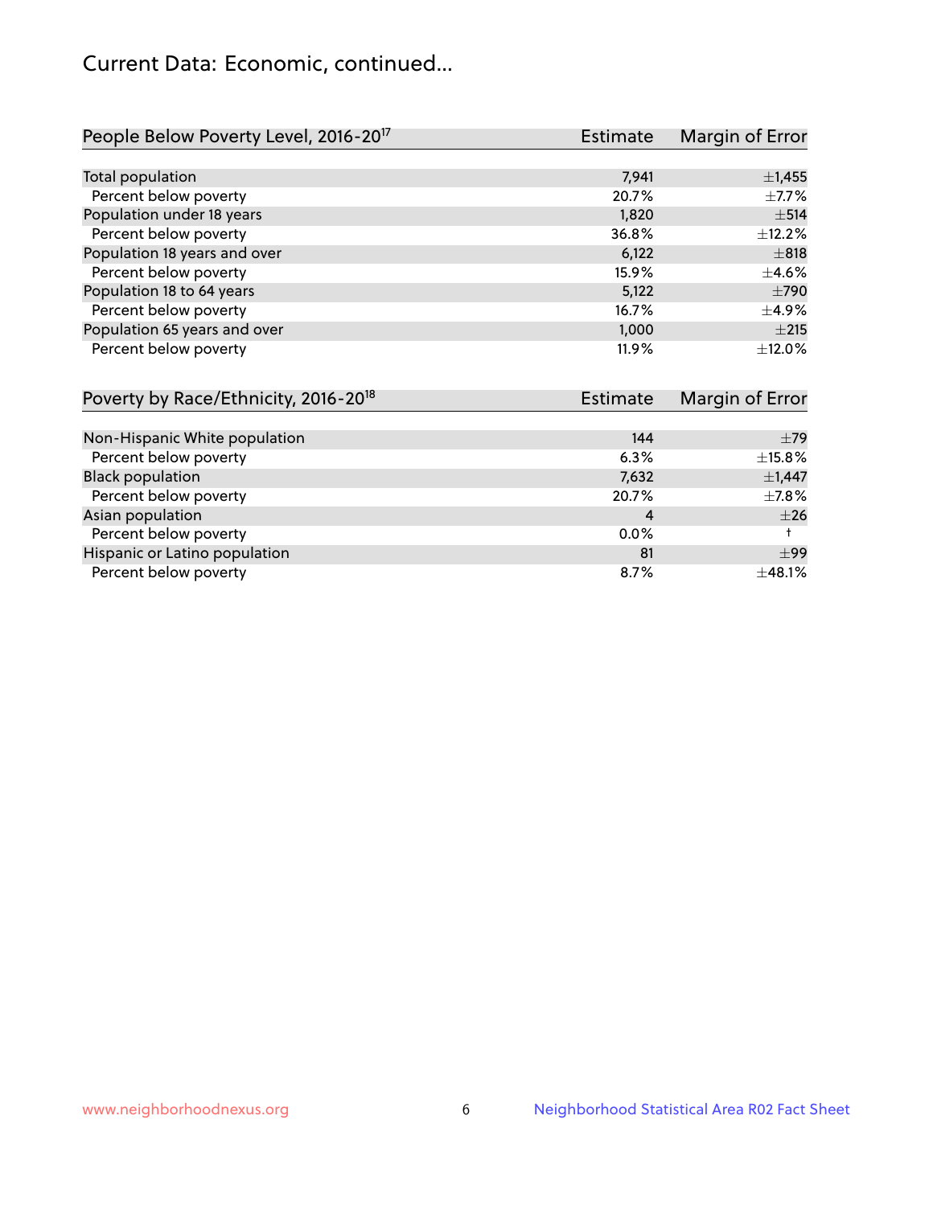## Current Data: Economic, continued...

| People Below Poverty Level, 2016-20[17] | Estimate | Margin of Error |
|---|---|---|
| Total population | 7,941 | ±1,455 |
| Percent below poverty | 20.7% | ±7.7% |
| Population under 18 years | 1,820 | ±514 |
| Percent below poverty | 36.8% | ±12.2% |
| Population 18 years and over | 6,122 | ±818 |
| Percent below poverty | 15.9% | ±4.6% |
| Population 18 to 64 years | 5,122 | ±790 |
| Percent below poverty | 16.7% | ±4.9% |
| Population 65 years and over | 1,000 | ±215 |
| Percent below poverty | 11.9% | ±12.0% |

| Poverty by Race/Ethnicity, 2016-20[18] | Estimate | Margin of Error |
|---|---|---|
| Non-Hispanic White population | 144 | ±79 |
| Percent below poverty | 6.3% | ±15.8% |
| Black population | 7,632 | ±1,447 |
| Percent below poverty | 20.7% | ±7.8% |
| Asian population | 4 | ±26 |
| Percent below poverty | 0.0% | † |
| Hispanic or Latino population | 81 | ±99 |
| Percent below poverty | 8.7% | ±48.1% |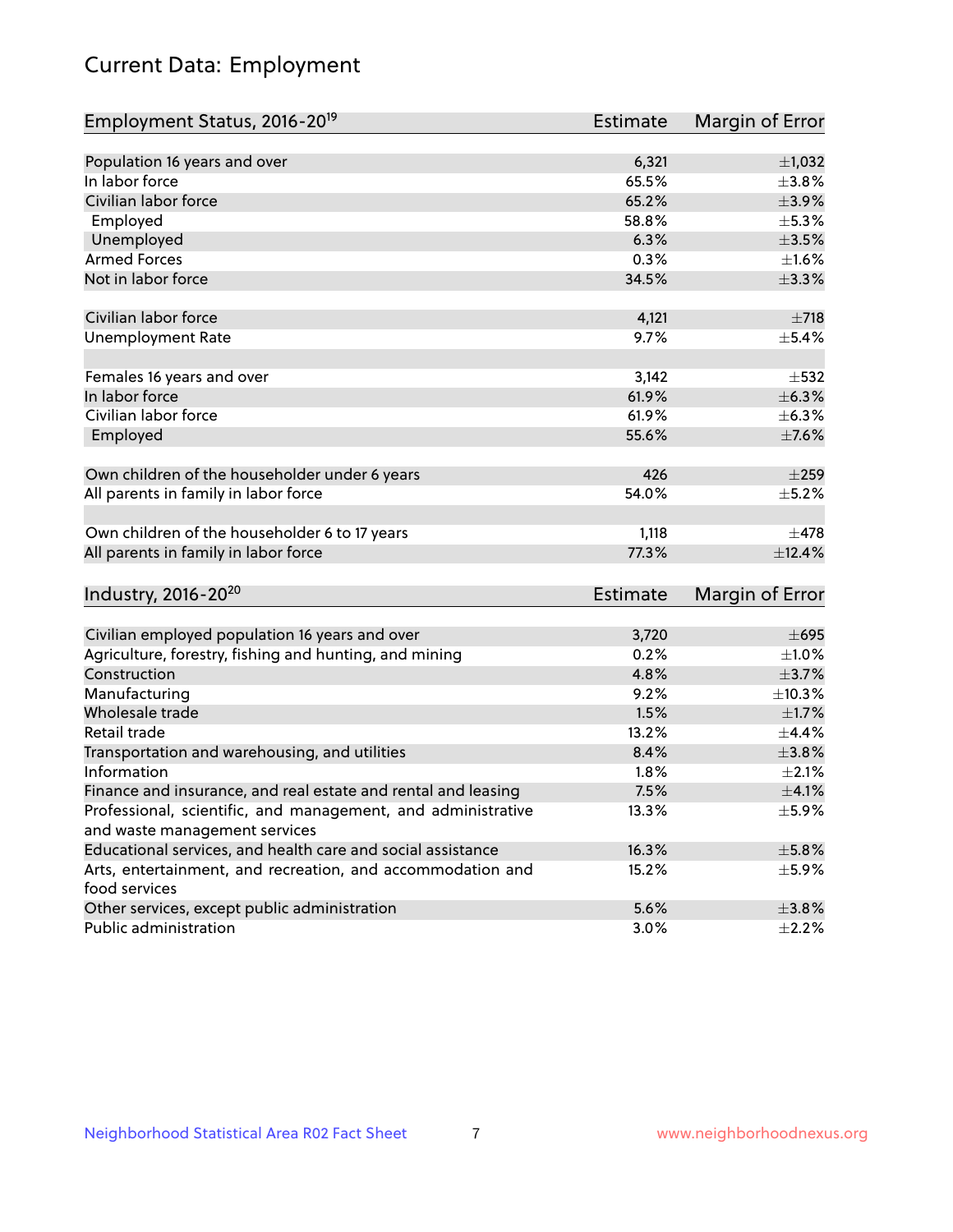# Current Data: Employment

| Employment Status, 2016-20[19] | Estimate | Margin of Error |
|---|---|---|
| Population 16 years and over | 6,321 | ±1,032 |
| In labor force | 65.5% | ±3.8% |
| Civilian labor force | 65.2% | ±3.9% |
| Employed | 58.8% | ±5.3% |
| Unemployed | 6.3% | ±3.5% |
| Armed Forces | 0.3% | ±1.6% |
| Not in labor force | 34.5% | ±3.3% |
| | | |
| Civilian labor force | 4,121 | ±718 |
| Unemployment Rate | 9.7% | ±5.4% |
| | | |
| Females 16 years and over | 3,142 | ±532 |
| In labor force | 61.9% | ±6.3% |
| Civilian labor force | 61.9% | ±6.3% |
| Employed | 55.6% | ±7.6% |
| | | |
| Own children of the householder under 6 years | 426 | ±259 |
| All parents in family in labor force | 54.0% | ±5.2% |
| | | |
| Own children of the householder 6 to 17 years | 1,118 | ±478 |
| All parents in family in labor force | 77.3% | ±12.4% |

| Industry, 2016-20[20] | Estimate | Margin of Error |
|---|---|---|
| Civilian employed population 16 years and over | 3,720 | ±695 |
| Agriculture, forestry, fishing and hunting, and mining | 0.2% | ±1.0% |
| Construction | 4.8% | ±3.7% |
| Manufacturing | 9.2% | ±10.3% |
| Wholesale trade | 1.5% | ±1.7% |
| Retail trade | 13.2% | ±4.4% |
| Transportation and warehousing, and utilities | 8.4% | ±3.8% |
| Information | 1.8% | ±2.1% |
| Finance and insurance, and real estate and rental and leasing | 7.5% | ±4.1% |
| Professional, scientific, and management, and administrative and waste management services | 13.3% | ±5.9% |
| Educational services, and health care and social assistance | 16.3% | ±5.8% |
| Arts, entertainment, and recreation, and accommodation and food services | 15.2% | ±5.9% |
| Other services, except public administration | 5.6% | ±3.8% |
| Public administration | 3.0% | ±2.2% |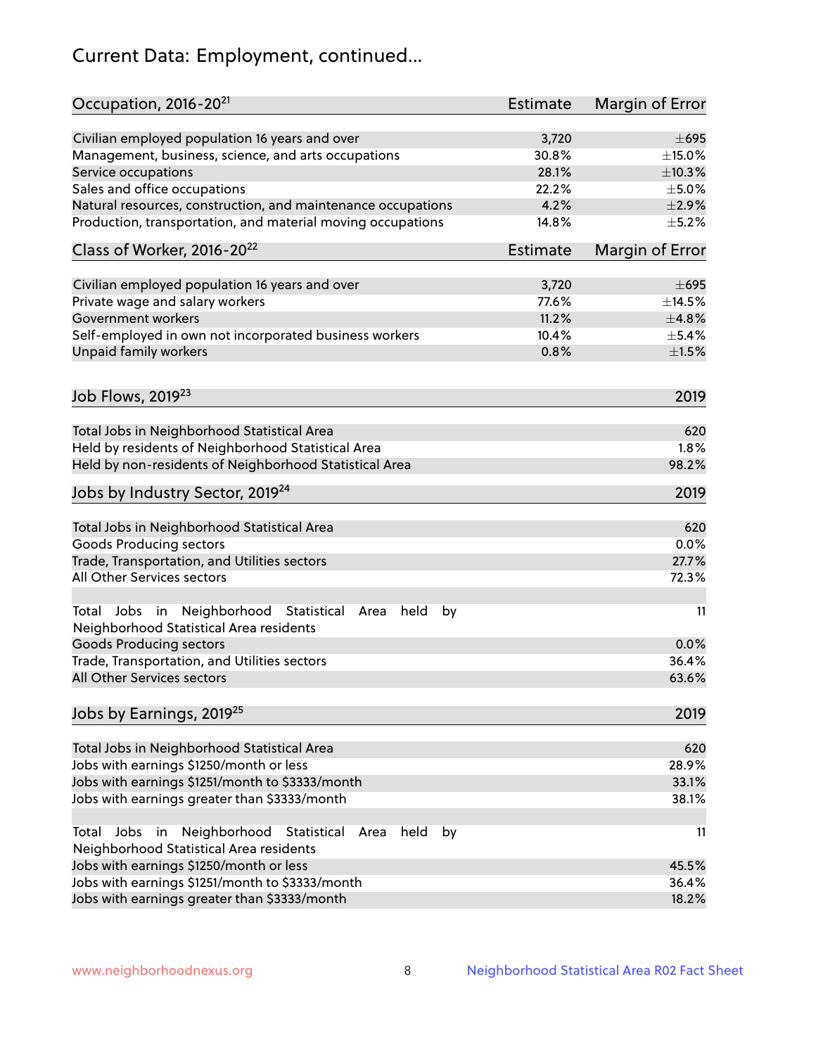# Current Data: Employment, continued...

| Occupation, 2016-20[21] | Estimate | Margin of Error |
|---|---|---|
| Civilian employed population 16 years and over | 3,720 | ±695 |
| Management, business, science, and arts occupations | 30.8% | ±15.0% |
| Service occupations | 28.1% | ±10.3% |
| Sales and office occupations | 22.2% | ±5.0% |
| Natural resources, construction, and maintenance occupations | 4.2% | ±2.9% |
| Production, transportation, and material moving occupations | 14.8% | ±5.2% |

| Class of Worker, 2016-20[22] | Estimate | Margin of Error |
|---|---|---|
| Civilian employed population 16 years and over | 3,720 | ±695 |
| Private wage and salary workers | 77.6% | ±14.5% |
| Government workers | 11.2% | ±4.8% |
| Self-employed in own not incorporated business workers | 10.4% | ±5.4% |
| Unpaid family workers | 0.8% | ±1.5% |

| Job Flows, 2019[23] | 2019 |
|---|---|
| Total Jobs in Neighborhood Statistical Area | 620 |
| Held by residents of Neighborhood Statistical Area | 1.8% |
| Held by non-residents of Neighborhood Statistical Area | 98.2% |

| Jobs by Industry Sector, 2019[24] | 2019 |
|---|---|
| Total Jobs in Neighborhood Statistical Area | 620 |
| Goods Producing sectors | 0.0% |
| Trade, Transportation, and Utilities sectors | 27.7% |
| All Other Services sectors | 72.3% |
| Total Jobs in Neighborhood Statistical Area held by Neighborhood Statistical Area residents | 11 |
| Goods Producing sectors | 0.0% |
| Trade, Transportation, and Utilities sectors | 36.4% |
| All Other Services sectors | 63.6% |

| Jobs by Earnings, 2019[25] | 2019 |
|---|---|
| Total Jobs in Neighborhood Statistical Area | 620 |
| Jobs with earnings $1250/month or less | 28.9% |
| Jobs with earnings $1251/month to $3333/month | 33.1% |
| Jobs with earnings greater than $3333/month | 38.1% |
| Total Jobs in Neighborhood Statistical Area held by Neighborhood Statistical Area residents | 11 |
| Jobs with earnings $1250/month or less | 45.5% |
| Jobs with earnings $1251/month to $3333/month | 36.4% |
| Jobs with earnings greater than $3333/month | 18.2% |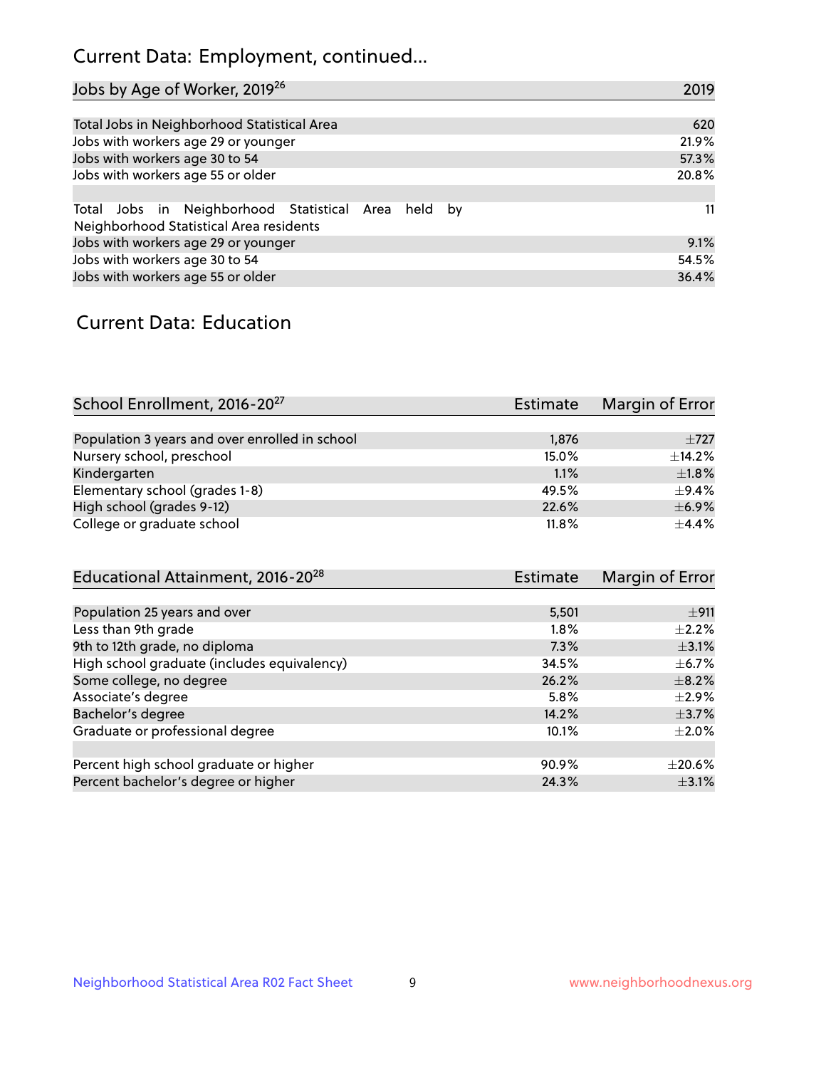# Current Data: Employment, continued...

| Jobs by Age of Worker, 2019[26] | 2019 |
|---|---|
| Total Jobs in Neighborhood Statistical Area | 620 |
| Jobs with workers age 29 or younger | 21.9% |
| Jobs with workers age 30 to 54 | 57.3% |
| Jobs with workers age 55 or older | 20.8% |
| | |
| Total Jobs in Neighborhood Statistical Area held by Neighborhood Statistical Area residents | 11 |
| Jobs with workers age 29 or younger | 9.1% |
| Jobs with workers age 30 to 54 | 54.5% |
| Jobs with workers age 55 or older | 36.4% |

## Current Data: Education

| School Enrollment, 2016-20[27] | Estimate | Margin of Error |
|---|---|---|
| Population 3 years and over enrolled in school | 1,876 | ±727 |
| Nursery school, preschool | 15.0% | ±14.2% |
| Kindergarten | 1.1% | ±1.8% |
| Elementary school (grades 1-8) | 49.5% | ±9.4% |
| High school (grades 9-12) | 22.6% | ±6.9% |
| College or graduate school | 11.8% | ±4.4% |

| Educational Attainment, 2016-20[28] | Estimate | Margin of Error |
|---|---|---|
| Population 25 years and over | 5,501 | ±911 |
| Less than 9th grade | 1.8% | ±2.2% |
| 9th to 12th grade, no diploma | 7.3% | ±3.1% |
| High school graduate (includes equivalency) | 34.5% | ±6.7% |
| Some college, no degree | 26.2% | ±8.2% |
| Associate's degree | 5.8% | ±2.9% |
| Bachelor's degree | 14.2% | ±3.7% |
| Graduate or professional degree | 10.1% | ±2.0% |
| | | |
| Percent high school graduate or higher | 90.9% | ±20.6% |
| Percent bachelor's degree or higher | 24.3% | ±3.1% |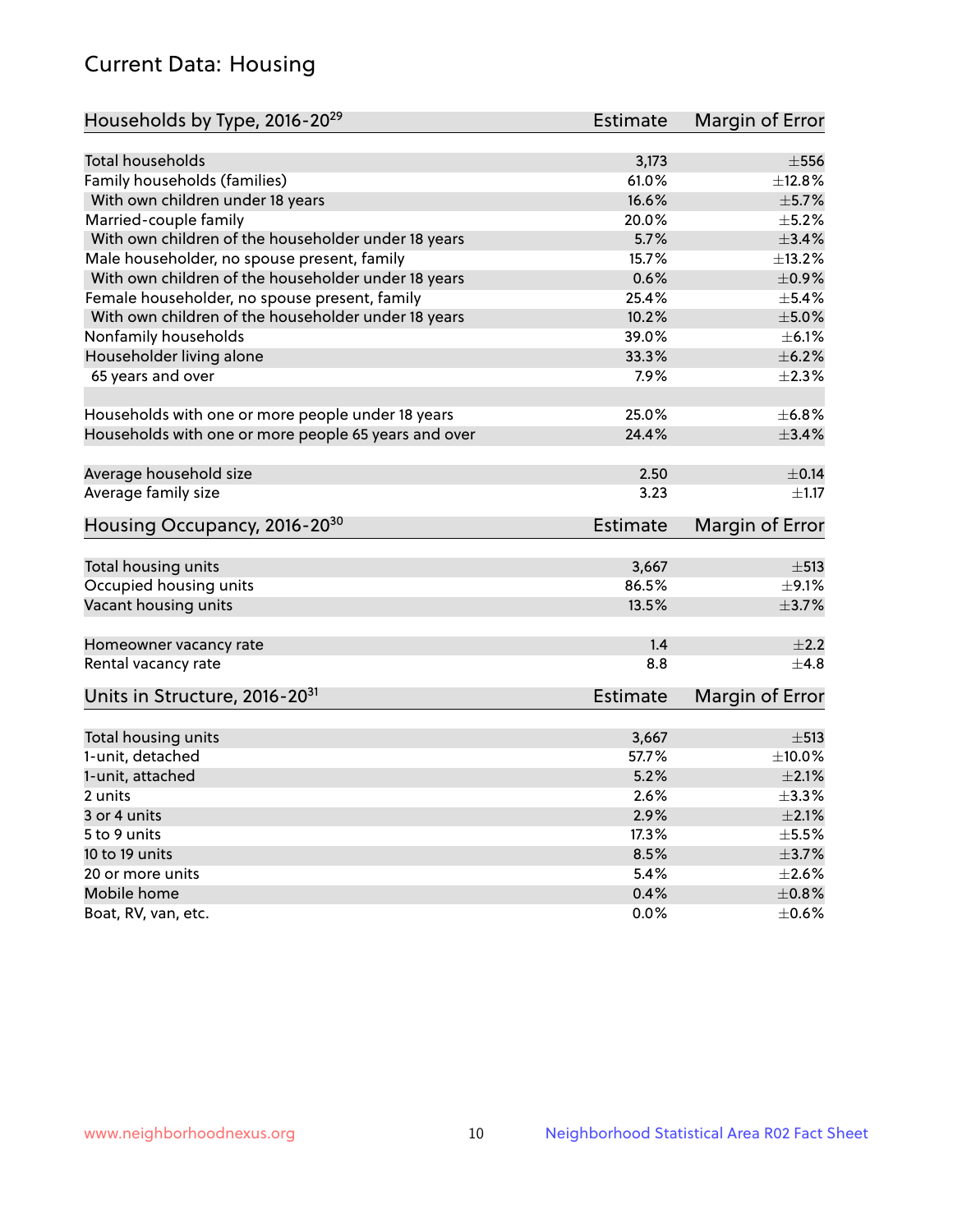## Current Data: Housing

| Households by Type, 2016-20[29] | Estimate | Margin of Error |
|---|---|---|
| Total households | 3,173 | ±556 |
| Family households (families) | 61.0% | ±12.8% |
| With own children under 18 years | 16.6% | ±5.7% |
| Married-couple family | 20.0% | ±5.2% |
| With own children of the householder under 18 years | 5.7% | ±3.4% |
| Male householder, no spouse present, family | 15.7% | ±13.2% |
| With own children of the householder under 18 years | 0.6% | ±0.9% |
| Female householder, no spouse present, family | 25.4% | ±5.4% |
| With own children of the householder under 18 years | 10.2% | ±5.0% |
| Nonfamily households | 39.0% | ±6.1% |
| Householder living alone | 33.3% | ±6.2% |
| 65 years and over | 7.9% | ±2.3% |
| Households with one or more people under 18 years | 25.0% | ±6.8% |
| Households with one or more people 65 years and over | 24.4% | ±3.4% |
| Average household size | 2.50 | ±0.14 |
| Average family size | 3.23 | ±1.17 |

| Housing Occupancy, 2016-20[30] | Estimate | Margin of Error |
|---|---|---|
| Total housing units | 3,667 | ±513 |
| Occupied housing units | 86.5% | ±9.1% |
| Vacant housing units | 13.5% | ±3.7% |
| Homeowner vacancy rate | 1.4 | ±2.2 |
| Rental vacancy rate | 8.8 | ±4.8 |

| Units in Structure, 2016-20[31] | Estimate | Margin of Error |
|---|---|---|
| Total housing units | 3,667 | ±513 |
| 1-unit, detached | 57.7% | ±10.0% |
| 1-unit, attached | 5.2% | ±2.1% |
| 2 units | 2.6% | ±3.3% |
| 3 or 4 units | 2.9% | ±2.1% |
| 5 to 9 units | 17.3% | ±5.5% |
| 10 to 19 units | 8.5% | ±3.7% |
| 20 or more units | 5.4% | ±2.6% |
| Mobile home | 0.4% | ±0.8% |
| Boat, RV, van, etc. | 0.0% | ±0.6% |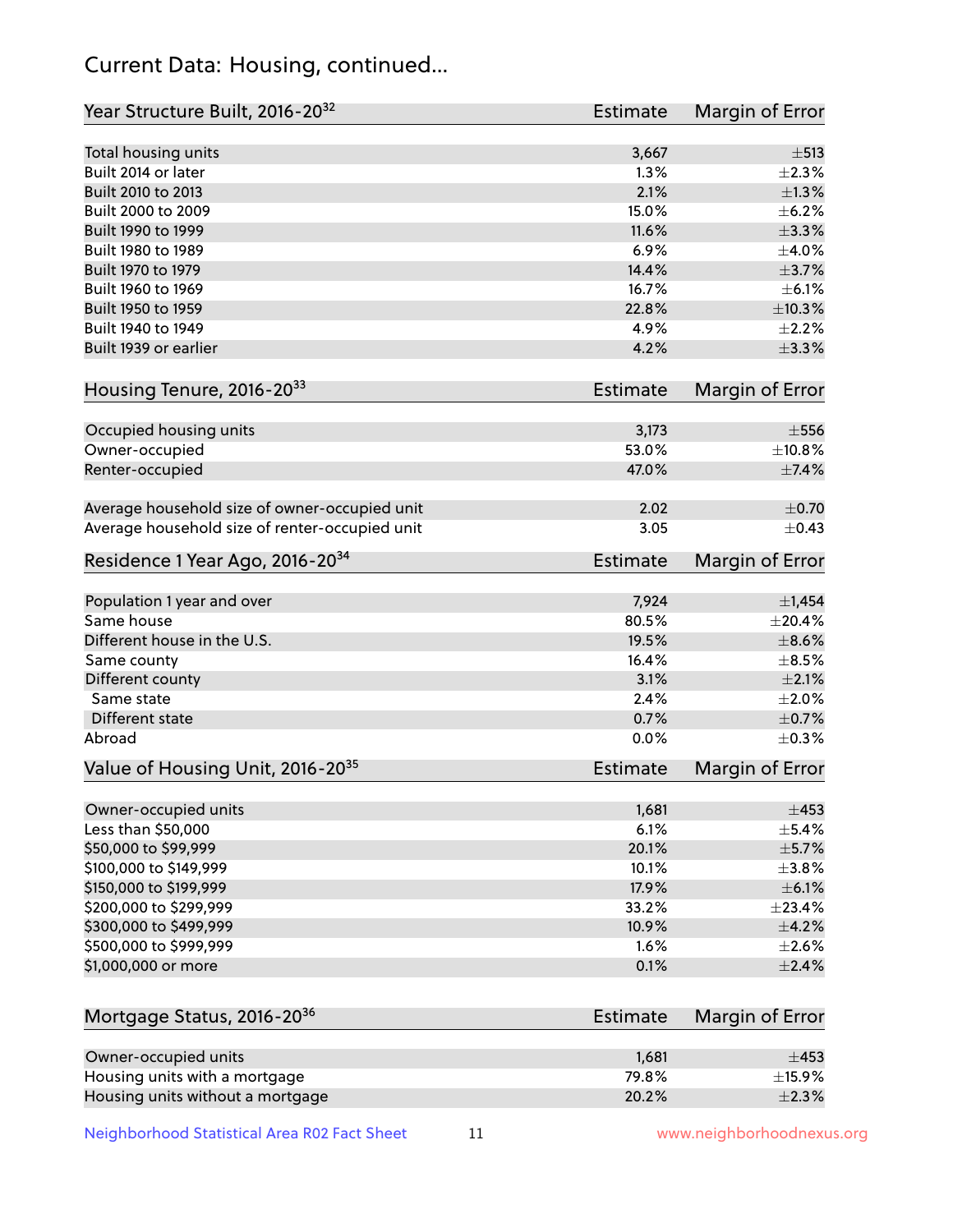# Current Data: Housing, continued...

| Year Structure Built, 2016-20[32] | Estimate | Margin of Error |
|---|---|---|
| Total housing units | 3,667 | ±513 |
| Built 2014 or later | 1.3% | ±2.3% |
| Built 2010 to 2013 | 2.1% | ±1.3% |
| Built 2000 to 2009 | 15.0% | ±6.2% |
| Built 1990 to 1999 | 11.6% | ±3.3% |
| Built 1980 to 1989 | 6.9% | ±4.0% |
| Built 1970 to 1979 | 14.4% | ±3.7% |
| Built 1960 to 1969 | 16.7% | ±6.1% |
| Built 1950 to 1959 | 22.8% | ±10.3% |
| Built 1940 to 1949 | 4.9% | ±2.2% |
| Built 1939 or earlier | 4.2% | ±3.3% |

| Housing Tenure, 2016-20[33] | Estimate | Margin of Error |
|---|---|---|
| Occupied housing units | 3,173 | ±556 |
| Owner-occupied | 53.0% | ±10.8% |
| Renter-occupied | 47.0% | ±7.4% |
| Average household size of owner-occupied unit | 2.02 | ±0.70 |
| Average household size of renter-occupied unit | 3.05 | ±0.43 |

| Residence 1 Year Ago, 2016-20[34] | Estimate | Margin of Error |
|---|---|---|
| Population 1 year and over | 7,924 | ±1,454 |
| Same house | 80.5% | ±20.4% |
| Different house in the U.S. | 19.5% | ±8.6% |
| Same county | 16.4% | ±8.5% |
| Different county | 3.1% | ±2.1% |
| Same state | 2.4% | ±2.0% |
| Different state | 0.7% | ±0.7% |
| Abroad | 0.0% | ±0.3% |

| Value of Housing Unit, 2016-20[35] | Estimate | Margin of Error |
|---|---|---|
| Owner-occupied units | 1,681 | ±453 |
| Less than $50,000 | 6.1% | ±5.4% |
| $50,000 to $99,999 | 20.1% | ±5.7% |
| $100,000 to $149,999 | 10.1% | ±3.8% |
| $150,000 to $199,999 | 17.9% | ±6.1% |
| $200,000 to $299,999 | 33.2% | ±23.4% |
| $300,000 to $499,999 | 10.9% | ±4.2% |
| $500,000 to $999,999 | 1.6% | ±2.6% |
| $1,000,000 or more | 0.1% | ±2.4% |

| Mortgage Status, 2016-20[36] | Estimate | Margin of Error |
|---|---|---|
| Owner-occupied units | 1,681 | ±453 |
| Housing units with a mortgage | 79.8% | ±15.9% |
| Housing units without a mortgage | 20.2% | ±2.3% |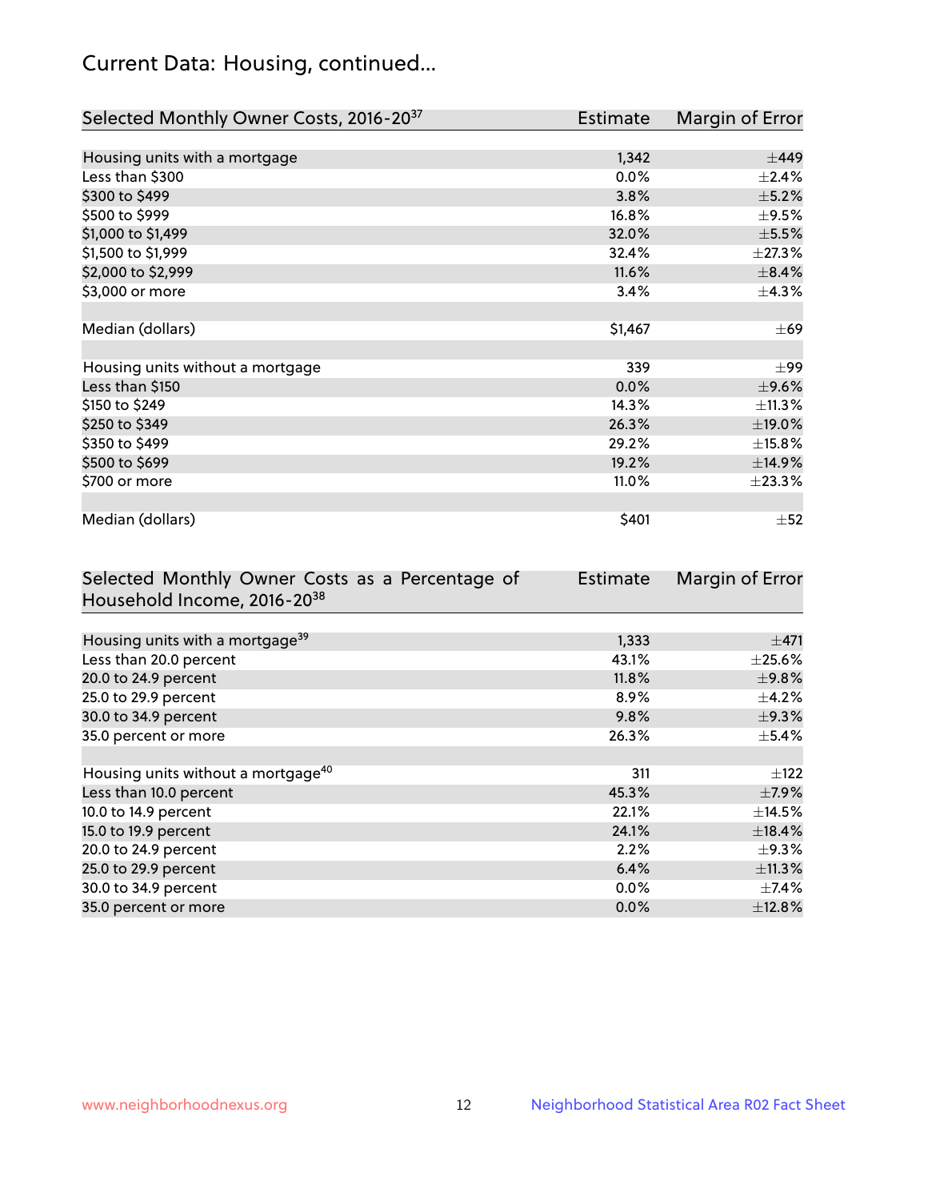## Current Data: Housing, continued...

| Selected Monthly Owner Costs, 2016-20[37] | Estimate | Margin of Error |
|---|---|---|
| Housing units with a mortgage | 1,342 | ±449 |
| Less than $300 | 0.0% | ±2.4% |
| $300 to $499 | 3.8% | ±5.2% |
| $500 to $999 | 16.8% | ±9.5% |
| $1,000 to $1,499 | 32.0% | ±5.5% |
| $1,500 to $1,999 | 32.4% | ±27.3% |
| $2,000 to $2,999 | 11.6% | ±8.4% |
| $3,000 or more | 3.4% | ±4.3% |
| | | |
| Median (dollars) | $1,467 | ±69 |
| | | |
| Housing units without a mortgage | 339 | ±99 |
| Less than $150 | 0.0% | ±9.6% |
| $150 to $249 | 14.3% | ±11.3% |
| $250 to $349 | 26.3% | ±19.0% |
| $350 to $499 | 29.2% | ±15.8% |
| $500 to $699 | 19.2% | ±14.9% |
| $700 or more | 11.0% | ±23.3% |
| | | |
| Median (dollars) | $401 | ±52 |

| Selected Monthly Owner Costs as a Percentage of Household Income, 2016-20[38] | Estimate | Margin of Error |
|---|---|---|
| Housing units with a mortgage[39] | 1,333 | ±471 |
| Less than 20.0 percent | 43.1% | ±25.6% |
| 20.0 to 24.9 percent | 11.8% | ±9.8% |
| 25.0 to 29.9 percent | 8.9% | ±4.2% |
| 30.0 to 34.9 percent | 9.8% | ±9.3% |
| 35.0 percent or more | 26.3% | ±5.4% |
| | | |
| Housing units without a mortgage[40] | 311 | ±122 |
| Less than 10.0 percent | 45.3% | ±7.9% |
| 10.0 to 14.9 percent | 22.1% | ±14.5% |
| 15.0 to 19.9 percent | 24.1% | ±18.4% |
| 20.0 to 24.9 percent | 2.2% | ±9.3% |
| 25.0 to 29.9 percent | 6.4% | ±11.3% |
| 30.0 to 34.9 percent | 0.0% | ±7.4% |
| 35.0 percent or more | 0.0% | ±12.8% |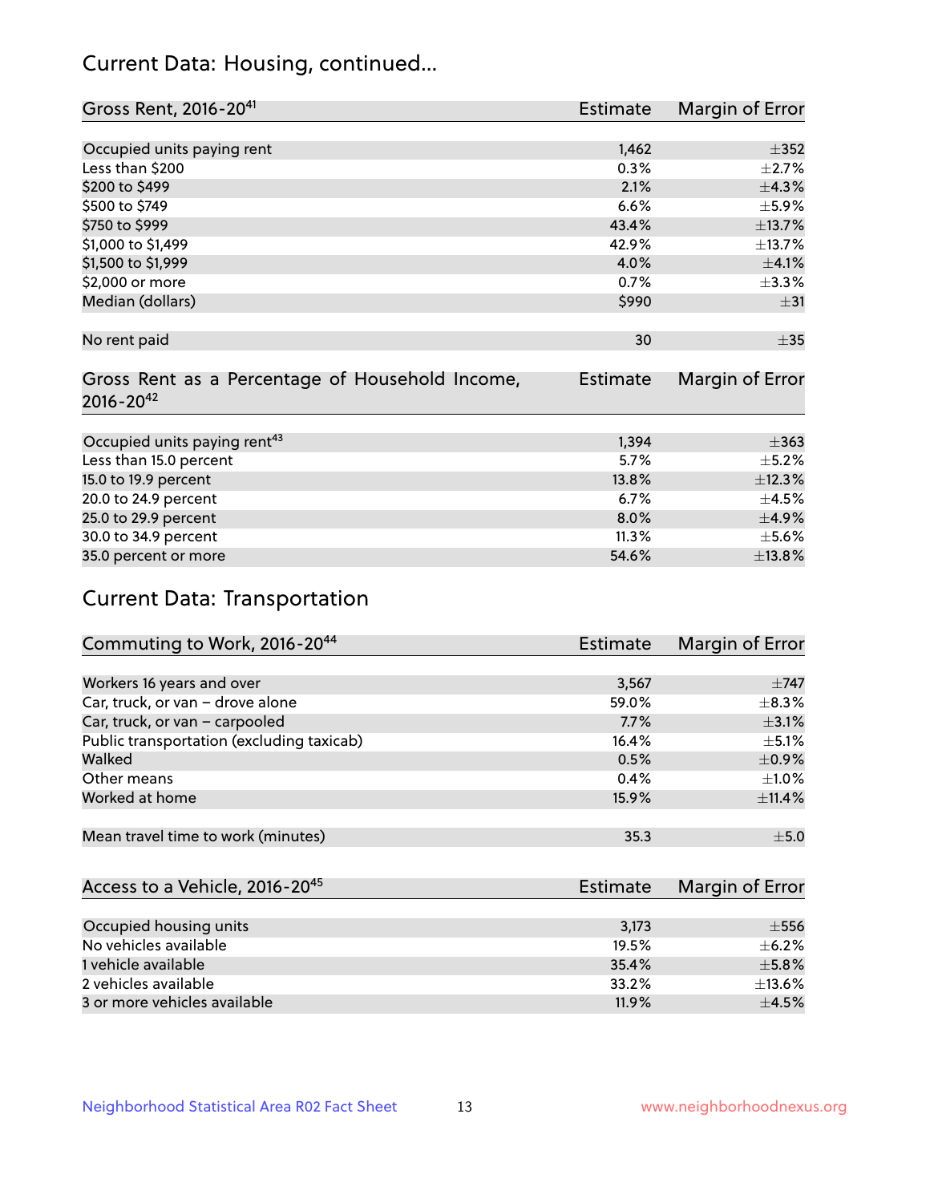## Current Data: Housing, continued...

| Gross Rent, 2016-20[41] | Estimate | Margin of Error |
|---|---|---|
| Occupied units paying rent | 1,462 | ±352 |
| Less than $200 | 0.3% | ±2.7% |
| $200 to $499 | 2.1% | ±4.3% |
| $500 to $749 | 6.6% | ±5.9% |
| $750 to $999 | 43.4% | ±13.7% |
| $1,000 to $1,499 | 42.9% | ±13.7% |
| $1,500 to $1,999 | 4.0% | ±4.1% |
| $2,000 or more | 0.7% | ±3.3% |
| Median (dollars) | $990 | ±31 |
| No rent paid | 30 | ±35 |

| Gross Rent as a Percentage of Household Income, 2016-20[42] | Estimate | Margin of Error |
|---|---|---|
| Occupied units paying rent[43] | 1,394 | ±363 |
| Less than 15.0 percent | 5.7% | ±5.2% |
| 15.0 to 19.9 percent | 13.8% | ±12.3% |
| 20.0 to 24.9 percent | 6.7% | ±4.5% |
| 25.0 to 29.9 percent | 8.0% | ±4.9% |
| 30.0 to 34.9 percent | 11.3% | ±5.6% |
| 35.0 percent or more | 54.6% | ±13.8% |

## Current Data: Transportation

| Commuting to Work, 2016-20[44] | Estimate | Margin of Error |
|---|---|---|
| Workers 16 years and over | 3,567 | ±747 |
| Car, truck, or van – drove alone | 59.0% | ±8.3% |
| Car, truck, or van – carpooled | 7.7% | ±3.1% |
| Public transportation (excluding taxicab) | 16.4% | ±5.1% |
| Walked | 0.5% | ±0.9% |
| Other means | 0.4% | ±1.0% |
| Worked at home | 15.9% | ±11.4% |
| Mean travel time to work (minutes) | 35.3 | ±5.0 |

| Access to a Vehicle, 2016-20[45] | Estimate | Margin of Error |
|---|---|---|
| Occupied housing units | 3,173 | ±556 |
| No vehicles available | 19.5% | ±6.2% |
| 1 vehicle available | 35.4% | ±5.8% |
| 2 vehicles available | 33.2% | ±13.6% |
| 3 or more vehicles available | 11.9% | ±4.5% |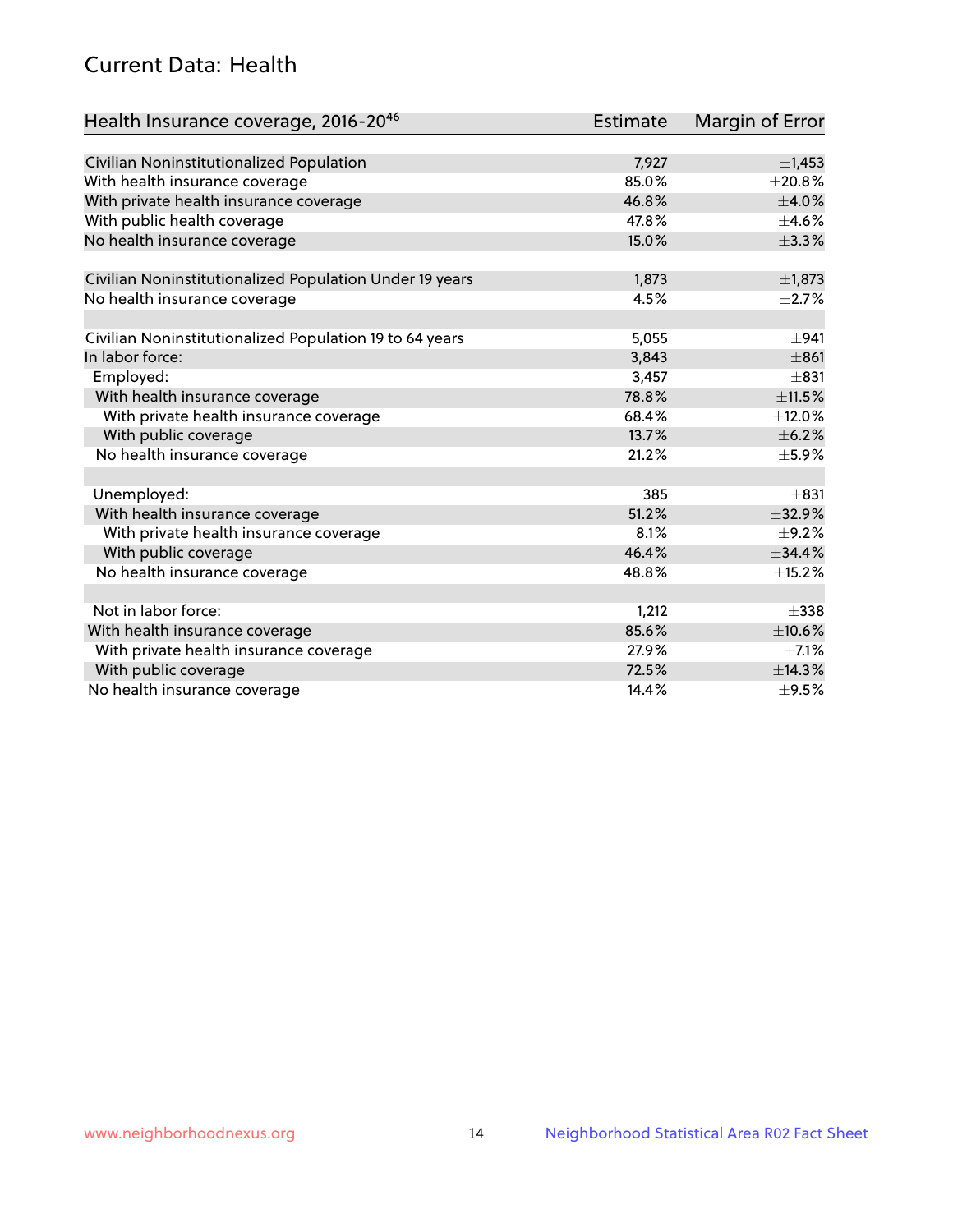## Current Data: Health

| Health Insurance coverage, 2016-20[46] | Estimate | Margin of Error |
|---|---|---|
| Civilian Noninstitutionalized Population | 7,927 | ±1,453 |
| With health insurance coverage | 85.0% | ±20.8% |
| With private health insurance coverage | 46.8% | ±4.0% |
| With public health coverage | 47.8% | ±4.6% |
| No health insurance coverage | 15.0% | ±3.3% |
| | | |
| Civilian Noninstitutionalized Population Under 19 years | 1,873 | ±1,873 |
| No health insurance coverage | 4.5% | ±2.7% |
| | | |
| Civilian Noninstitutionalized Population 19 to 64 years | 5,055 | ±941 |
| In labor force: | 3,843 | ±861 |
| Employed: | 3,457 | ±831 |
| With health insurance coverage | 78.8% | ±11.5% |
| With private health insurance coverage | 68.4% | ±12.0% |
| With public coverage | 13.7% | ±6.2% |
| No health insurance coverage | 21.2% | ±5.9% |
| | | |
| Unemployed: | 385 | ±831 |
| With health insurance coverage | 51.2% | ±32.9% |
| With private health insurance coverage | 8.1% | ±9.2% |
| With public coverage | 46.4% | ±34.4% |
| No health insurance coverage | 48.8% | ±15.2% |
| | | |
| Not in labor force: | 1,212 | ±338 |
| With health insurance coverage | 85.6% | ±10.6% |
| With private health insurance coverage | 27.9% | ±7.1% |
| With public coverage | 72.5% | ±14.3% |
| No health insurance coverage | 14.4% | ±9.5% |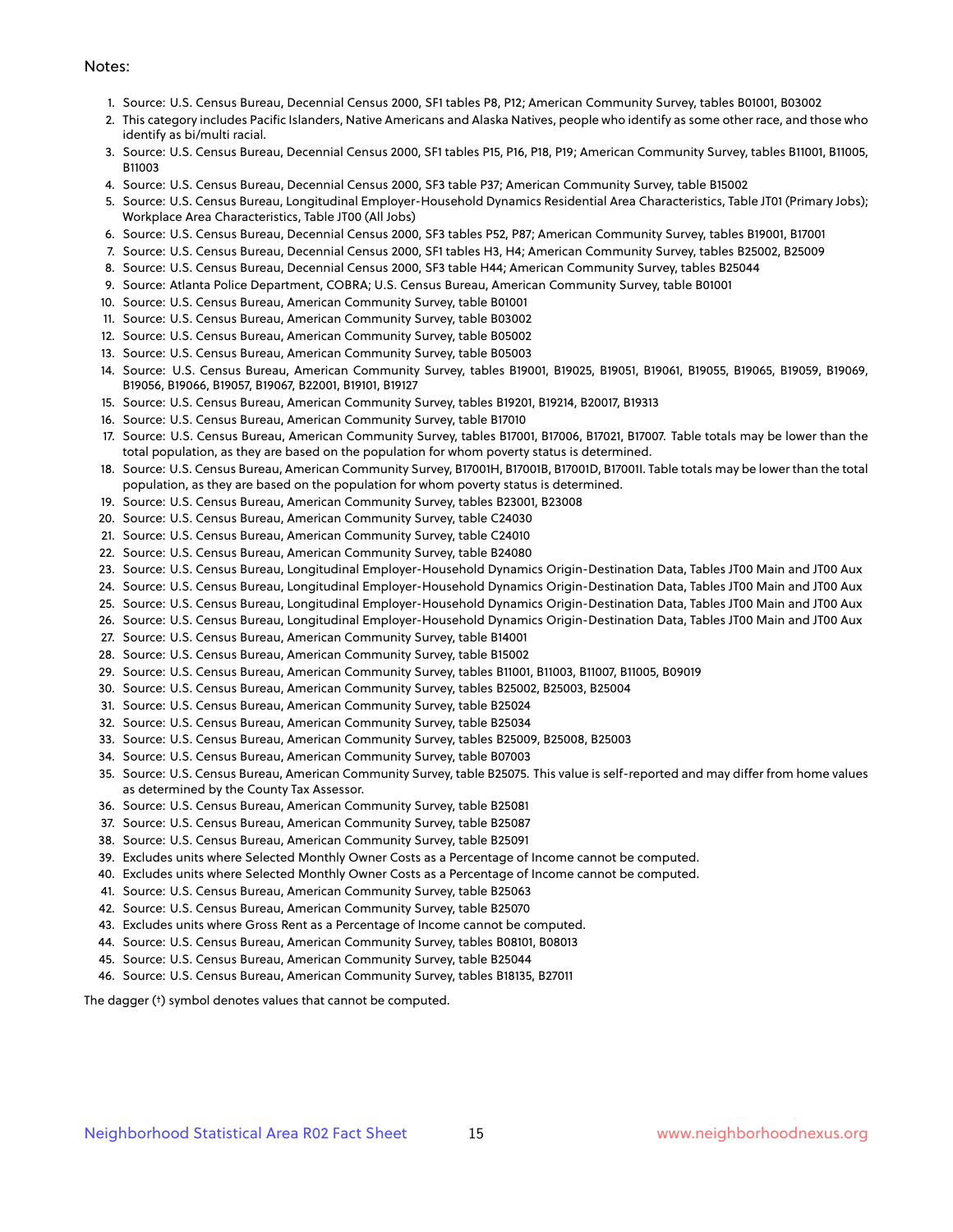Notes:

1. Source: U.S. Census Bureau, Decennial Census 2000, SF1 tables P8, P12; American Community Survey, tables B01001, B03002
2. This category includes Pacific Islanders, Native Americans and Alaska Natives, people who identify as some other race, and those who identify as bi/multi racial.
3. Source: U.S. Census Bureau, Decennial Census 2000, SF1 tables P15, P16, P18, P19; American Community Survey, tables B11001, B11005, B11003
4. Source: U.S. Census Bureau, Decennial Census 2000, SF3 table P37; American Community Survey, table B15002
5. Source: U.S. Census Bureau, Longitudinal Employer-Household Dynamics Residential Area Characteristics, Table JT01 (Primary Jobs); Workplace Area Characteristics, Table JT00 (All Jobs)
6. Source: U.S. Census Bureau, Decennial Census 2000, SF3 tables P52, P87; American Community Survey, tables B19001, B17001
7. Source: U.S. Census Bureau, Decennial Census 2000, SF1 tables H3, H4; American Community Survey, tables B25002, B25009
8. Source: U.S. Census Bureau, Decennial Census 2000, SF3 table H44; American Community Survey, tables B25044
9. Source: Atlanta Police Department, COBRA; U.S. Census Bureau, American Community Survey, table B01001
10. Source: U.S. Census Bureau, American Community Survey, table B01001
11. Source: U.S. Census Bureau, American Community Survey, table B03002
12. Source: U.S. Census Bureau, American Community Survey, table B05002
13. Source: U.S. Census Bureau, American Community Survey, table B05003
14. Source: U.S. Census Bureau, American Community Survey, tables B19001, B19025, B19051, B19061, B19055, B19065, B19059, B19069, B19056, B19066, B19057, B19067, B22001, B19101, B19127
15. Source: U.S. Census Bureau, American Community Survey, tables B19201, B19214, B20017, B19313
16. Source: U.S. Census Bureau, American Community Survey, table B17010
17. Source: U.S. Census Bureau, American Community Survey, tables B17001, B17006, B17021, B17007. Table totals may be lower than the total population, as they are based on the population for whom poverty status is determined.
18. Source: U.S. Census Bureau, American Community Survey, B17001H, B17001B, B17001D, B17001I. Table totals may be lower than the total population, as they are based on the population for whom poverty status is determined.
19. Source: U.S. Census Bureau, American Community Survey, tables B23001, B23008
20. Source: U.S. Census Bureau, American Community Survey, table C24030
21. Source: U.S. Census Bureau, American Community Survey, table C24010
22. Source: U.S. Census Bureau, American Community Survey, table B24080
23. Source: U.S. Census Bureau, Longitudinal Employer-Household Dynamics Origin-Destination Data, Tables JT00 Main and JT00 Aux
24. Source: U.S. Census Bureau, Longitudinal Employer-Household Dynamics Origin-Destination Data, Tables JT00 Main and JT00 Aux
25. Source: U.S. Census Bureau, Longitudinal Employer-Household Dynamics Origin-Destination Data, Tables JT00 Main and JT00 Aux
26. Source: U.S. Census Bureau, Longitudinal Employer-Household Dynamics Origin-Destination Data, Tables JT00 Main and JT00 Aux
27. Source: U.S. Census Bureau, American Community Survey, table B14001
28. Source: U.S. Census Bureau, American Community Survey, table B15002
29. Source: U.S. Census Bureau, American Community Survey, tables B11001, B11003, B11007, B11005, B09019
30. Source: U.S. Census Bureau, American Community Survey, tables B25002, B25003, B25004
31. Source: U.S. Census Bureau, American Community Survey, table B25024
32. Source: U.S. Census Bureau, American Community Survey, table B25034
33. Source: U.S. Census Bureau, American Community Survey, tables B25009, B25008, B25003
34. Source: U.S. Census Bureau, American Community Survey, table B07003
35. Source: U.S. Census Bureau, American Community Survey, table B25075. This value is self-reported and may differ from home values as determined by the County Tax Assessor.
36. Source: U.S. Census Bureau, American Community Survey, table B25081
37. Source: U.S. Census Bureau, American Community Survey, table B25087
38. Source: U.S. Census Bureau, American Community Survey, table B25091
39. Excludes units where Selected Monthly Owner Costs as a Percentage of Income cannot be computed.
40. Excludes units where Selected Monthly Owner Costs as a Percentage of Income cannot be computed.
41. Source: U.S. Census Bureau, American Community Survey, table B25063
42. Source: U.S. Census Bureau, American Community Survey, table B25070
43. Excludes units where Gross Rent as a Percentage of Income cannot be computed.
44. Source: U.S. Census Bureau, American Community Survey, tables B08101, B08013
45. Source: U.S. Census Bureau, American Community Survey, table B25044
46. Source: U.S. Census Bureau, American Community Survey, tables B18135, B27011

The dagger (†) symbol denotes values that cannot be computed.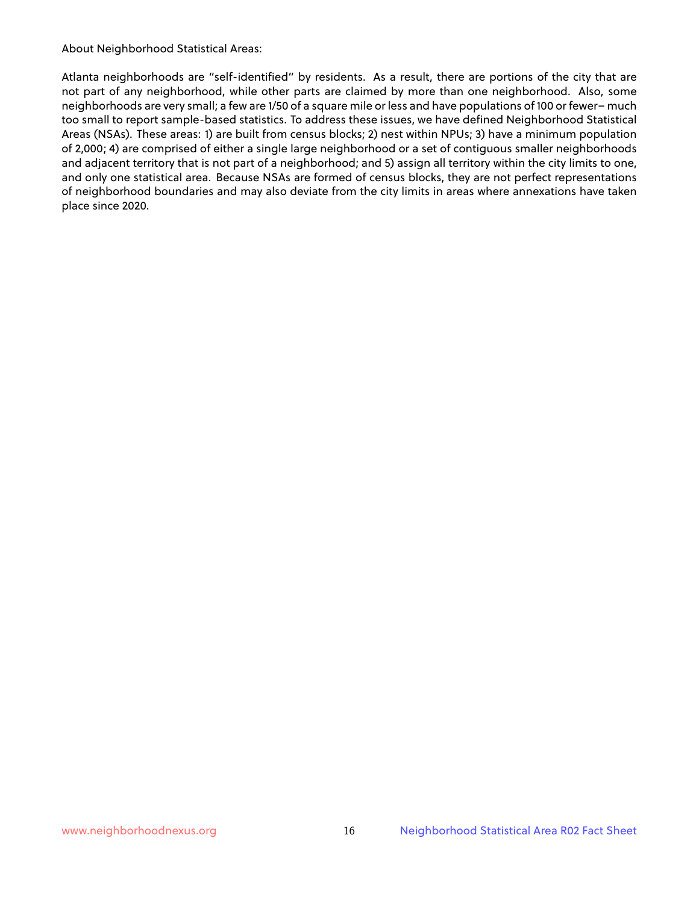About Neighborhood Statistical Areas:

Atlanta neighborhoods are "self-identified" by residents. As a result, there are portions of the city that are not part of any neighborhood, while other parts are claimed by more than one neighborhood. Also, some neighborhoods are very small; a few are 1/50 of a square mile or less and have populations of 100 or fewer– much too small to report sample-based statistics. To address these issues, we have defined Neighborhood Statistical Areas (NSAs). These areas: 1) are built from census blocks; 2) nest within NPUs; 3) have a minimum population of 2,000; 4) are comprised of either a single large neighborhood or a set of contiguous smaller neighborhoods and adjacent territory that is not part of a neighborhood; and 5) assign all territory within the city limits to one, and only one statistical area. Because NSAs are formed of census blocks, they are not perfect representations of neighborhood boundaries and may also deviate from the city limits in areas where annexations have taken place since 2020.